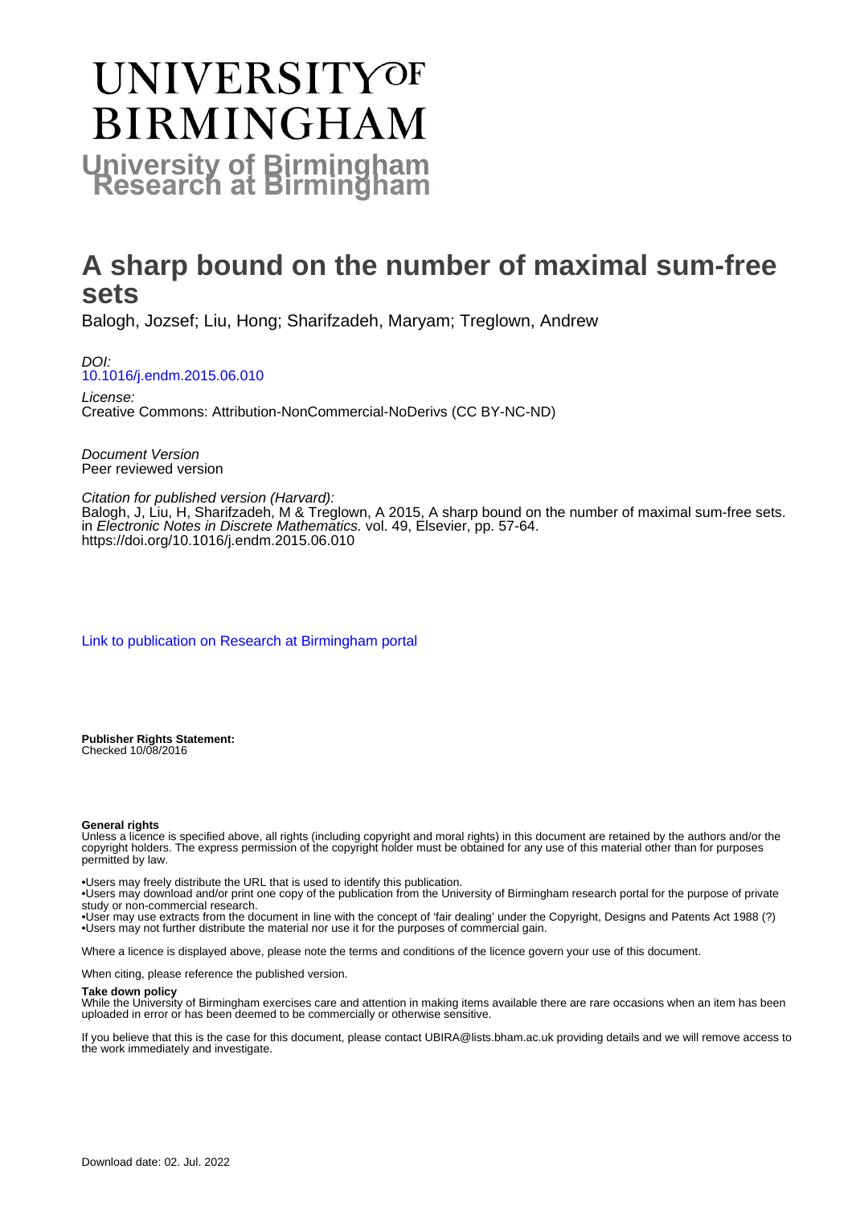# UNIVERSITY OF BIRMINGHAM

## University of Birmingham Research at Birmingham

# A sharp bound on the number of maximal sum-free sets

Balogh, Jozsef; Liu, Hong; Sharifzadeh, Maryam; Treglown, Andrew

*DOI:*
10.1016/j.endm.2015.06.010

*License:*
Creative Commons: Attribution-NonCommercial-NoDerivs (CC BY-NC-ND)

*Document Version*
Peer reviewed version

*Citation for published version (Harvard):*
Balogh, J, Liu, H, Sharifzadeh, M & Treglown, A 2015, A sharp bound on the number of maximal sum-free sets. in *Electronic Notes in Discrete Mathematics.* vol. 49, Elsevier, pp. 57-64. https://doi.org/10.1016/j.endm.2015.06.010

Link to publication on Research at Birmingham portal

**Publisher Rights Statement:**
Checked 10/08/2016

**General rights**
Unless a licence is specified above, all rights (including copyright and moral rights) in this document are retained by the authors and/or the copyright holders. The express permission of the copyright holder must be obtained for any use of this material other than for purposes permitted by law.

•Users may freely distribute the URL that is used to identify this publication.
•Users may download and/or print one copy of the publication from the University of Birmingham research portal for the purpose of private study or non-commercial research.
•User may use extracts from the document in line with the concept of 'fair dealing' under the Copyright, Designs and Patents Act 1988 (?)
•Users may not further distribute the material nor use it for the purposes of commercial gain.

Where a licence is displayed above, please note the terms and conditions of the licence govern your use of this document.

When citing, please reference the published version.

**Take down policy**
While the University of Birmingham exercises care and attention in making items available there are rare occasions when an item has been uploaded in error or has been deemed to be commercially or otherwise sensitive.

If you believe that this is the case for this document, please contact UBIRA@lists.bham.ac.uk providing details and we will remove access to the work immediately and investigate.

Download date: 02. Jul. 2022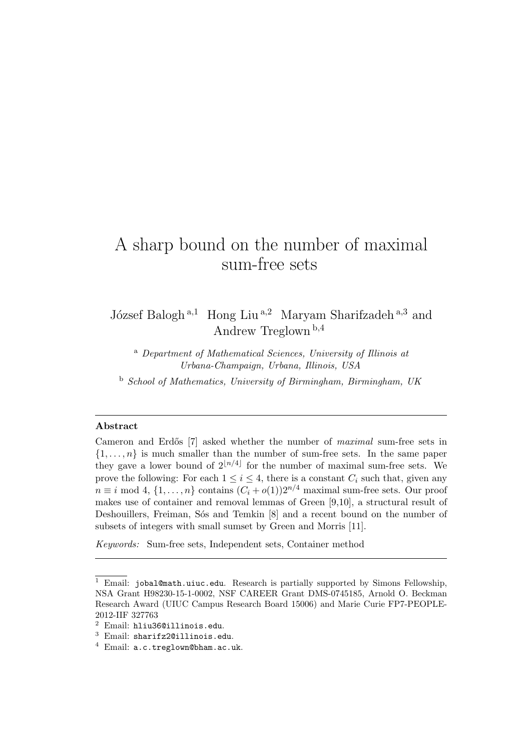# A sharp bound on the number of maximal sum-free sets

József Balogh [a,1] Hong Liu [a,2] Maryam Sharifzadeh [a,3] and Andrew Treglown [b,4]

[a] *Department of Mathematical Sciences, University of Illinois at Urbana-Champaign, Urbana, Illinois, USA*

[b] *School of Mathematics, University of Birmingham, Birmingham, UK*

---

### Abstract

Cameron and Erdős [7] asked whether the number of *maximal* sum-free sets in $\{1, \ldots, n\}$ is much smaller than the number of sum-free sets. In the same paper they gave a lower bound of $2^{\lfloor n/4 \rfloor}$ for the number of maximal sum-free sets. We prove the following: For each $1 \leq i \leq 4$, there is a constant $C_i$ such that, given any $n \equiv i \bmod 4$, $\{1, \ldots, n\}$ contains $(C_i + o(1))2^{n/4}$ maximal sum-free sets. Our proof makes use of container and removal lemmas of Green [9,10], a structural result of Deshouillers, Freiman, Sós and Temkin [8] and a recent bound on the number of subsets of integers with small sumset by Green and Morris [11].

*Keywords:* Sum-free sets, Independent sets, Container method

---

[1] Email: jobal@math.uiuc.edu. Research is partially supported by Simons Fellowship, NSA Grant H98230-15-1-0002, NSF CAREER Grant DMS-0745185, Arnold O. Beckman Research Award (UIUC Campus Research Board 15006) and Marie Curie FP7-PEOPLE-2012-IIF 327763

[2] Email: hliu36@illinois.edu.

[3] Email: sharifz2@illinois.edu.

[4] Email: a.c.treglown@bham.ac.uk.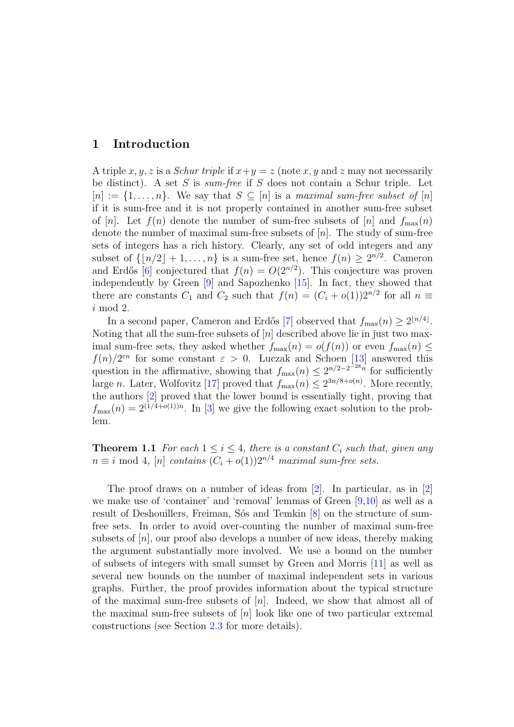## 1 Introduction

A triple $x, y, z$ is a *Schur triple* if $x+y=z$ (note $x, y$ and $z$ may not necessarily be distinct). A set $S$ is *sum-free* if $S$ does not contain a Schur triple. Let $[n] := \{1, \dots, n\}$. We say that $S \subseteq [n]$ is a *maximal sum-free subset of* $[n]$ if it is sum-free and it is not properly contained in another sum-free subset of $[n]$. Let $f(n)$ denote the number of sum-free subsets of $[n]$ and $f_{\max}(n)$ denote the number of maximal sum-free subsets of $[n]$. The study of sum-free sets of integers has a rich history. Clearly, any set of odd integers and any subset of $\{\lfloor n/2 \rfloor + 1, \dots, n\}$ is a sum-free set, hence $f(n) \geq 2^{n/2}$. Cameron and Erdős [6] conjectured that $f(n) = O(2^{n/2})$. This conjecture was proven independently by Green [9] and Sapozhenko [15]. In fact, they showed that there are constants $C_1$ and $C_2$ such that $f(n) = (C_i + o(1))2^{n/2}$ for all $n \equiv i \bmod 2$.

In a second paper, Cameron and Erdős [7] observed that $f_{\max}(n) \geq 2^{\lfloor n/4 \rfloor}$. Noting that all the sum-free subsets of $[n]$ described above lie in just two maximal sum-free sets, they asked whether $f_{\max}(n) = o(f(n))$ or even $f_{\max}(n) \leq f(n)/2^{\varepsilon n}$ for some constant $\varepsilon > 0$. Łuczak and Schoen [13] answered this question in the affirmative, showing that $f_{\max}(n) \leq 2^{n/2 - 2^{-28}n}$ for sufficiently large $n$. Later, Wolfovitz [17] proved that $f_{\max}(n) \leq 2^{3n/8+o(n)}$. More recently, the authors [2] proved that the lower bound is essentially tight, proving that $f_{\max}(n) = 2^{(1/4+o(1))n}$. In [3] we give the following exact solution to the problem.

**Theorem 1.1** *For each $1 \leq i \leq 4$, there is a constant $C_i$ such that, given any $n \equiv i \bmod 4$, $[n]$ contains $(C_i + o(1))2^{n/4}$ maximal sum-free sets.*

The proof draws on a number of ideas from [2]. In particular, as in [2] we make use of 'container' and 'removal' lemmas of Green [9,10] as well as a result of Deshouillers, Freiman, Sós and Temkin [8] on the structure of sum-free sets. In order to avoid over-counting the number of maximal sum-free subsets of $[n]$, our proof also develops a number of new ideas, thereby making the argument substantially more involved. We use a bound on the number of subsets of integers with small sumset by Green and Morris [11] as well as several new bounds on the number of maximal independent sets in various graphs. Further, the proof provides information about the typical structure of the maximal sum-free subsets of $[n]$. Indeed, we show that almost all of the maximal sum-free subsets of $[n]$ look like one of two particular extremal constructions (see Section 2.3 for more details).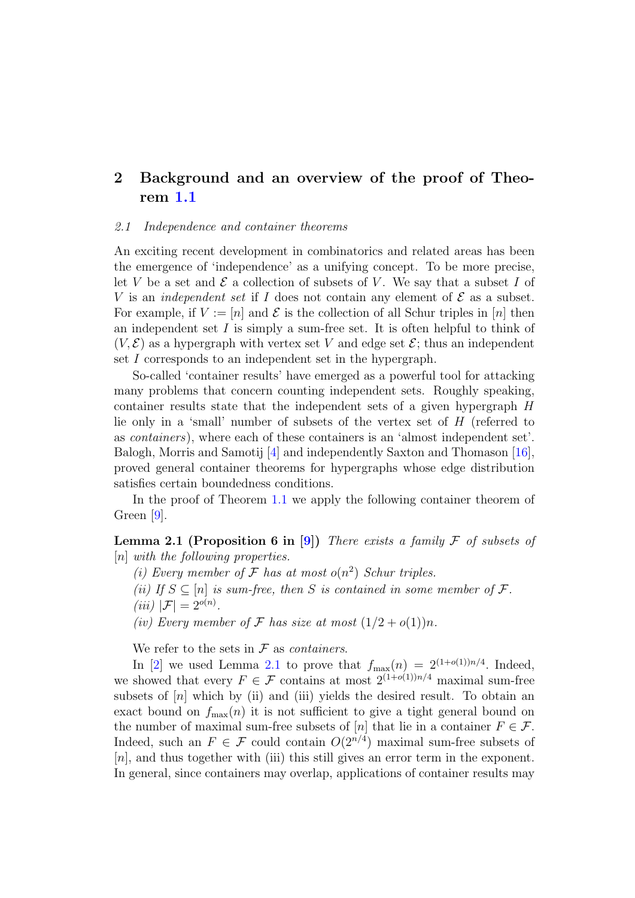## 2 Background and an overview of the proof of Theorem 1.1

### *2.1 Independence and container theorems*

An exciting recent development in combinatorics and related areas has been the emergence of 'independence' as a unifying concept. To be more precise, let $V$ be a set and $\mathcal{E}$ a collection of subsets of $V$. We say that a subset $I$ of $V$ is an *independent set* if $I$ does not contain any element of $\mathcal{E}$ as a subset. For example, if $V := [n]$ and $\mathcal{E}$ is the collection of all Schur triples in $[n]$ then an independent set $I$ is simply a sum-free set. It is often helpful to think of $(V, \mathcal{E})$ as a hypergraph with vertex set $V$ and edge set $\mathcal{E}$; thus an independent set $I$ corresponds to an independent set in the hypergraph.

So-called 'container results' have emerged as a powerful tool for attacking many problems that concern counting independent sets. Roughly speaking, container results state that the independent sets of a given hypergraph $H$ lie only in a 'small' number of subsets of the vertex set of $H$ (referred to as *containers*), where each of these containers is an 'almost independent set'. Balogh, Morris and Samotij [4] and independently Saxton and Thomason [16], proved general container theorems for hypergraphs whose edge distribution satisfies certain boundedness conditions.

In the proof of Theorem 1.1 we apply the following container theorem of Green [9].

**Lemma 2.1 (Proposition 6 in [9])** *There exists a family $\mathcal{F}$ of subsets of $[n]$ with the following properties.*

*(i) Every member of $\mathcal{F}$ has at most $o(n^2)$ Schur triples.*

*(ii) If $S \subseteq [n]$ is sum-free, then $S$ is contained in some member of $\mathcal{F}$.*

*(iii) $|\mathcal{F}| = 2^{o(n)}$.*

*(iv) Every member of $\mathcal{F}$ has size at most $(1/2 + o(1))n$.*

We refer to the sets in $\mathcal{F}$ as *containers*.

In [2] we used Lemma 2.1 to prove that $f_{\max}(n) = 2^{(1+o(1))n/4}$. Indeed, we showed that every $F \in \mathcal{F}$ contains at most $2^{(1+o(1))n/4}$ maximal sum-free subsets of $[n]$ which by (ii) and (iii) yields the desired result. To obtain an exact bound on $f_{\max}(n)$ it is not sufficient to give a tight general bound on the number of maximal sum-free subsets of $[n]$ that lie in a container $F \in \mathcal{F}$. Indeed, such an $F \in \mathcal{F}$ could contain $O(2^{n/4})$ maximal sum-free subsets of $[n]$, and thus together with (iii) this still gives an error term in the exponent. In general, since containers may overlap, applications of container results may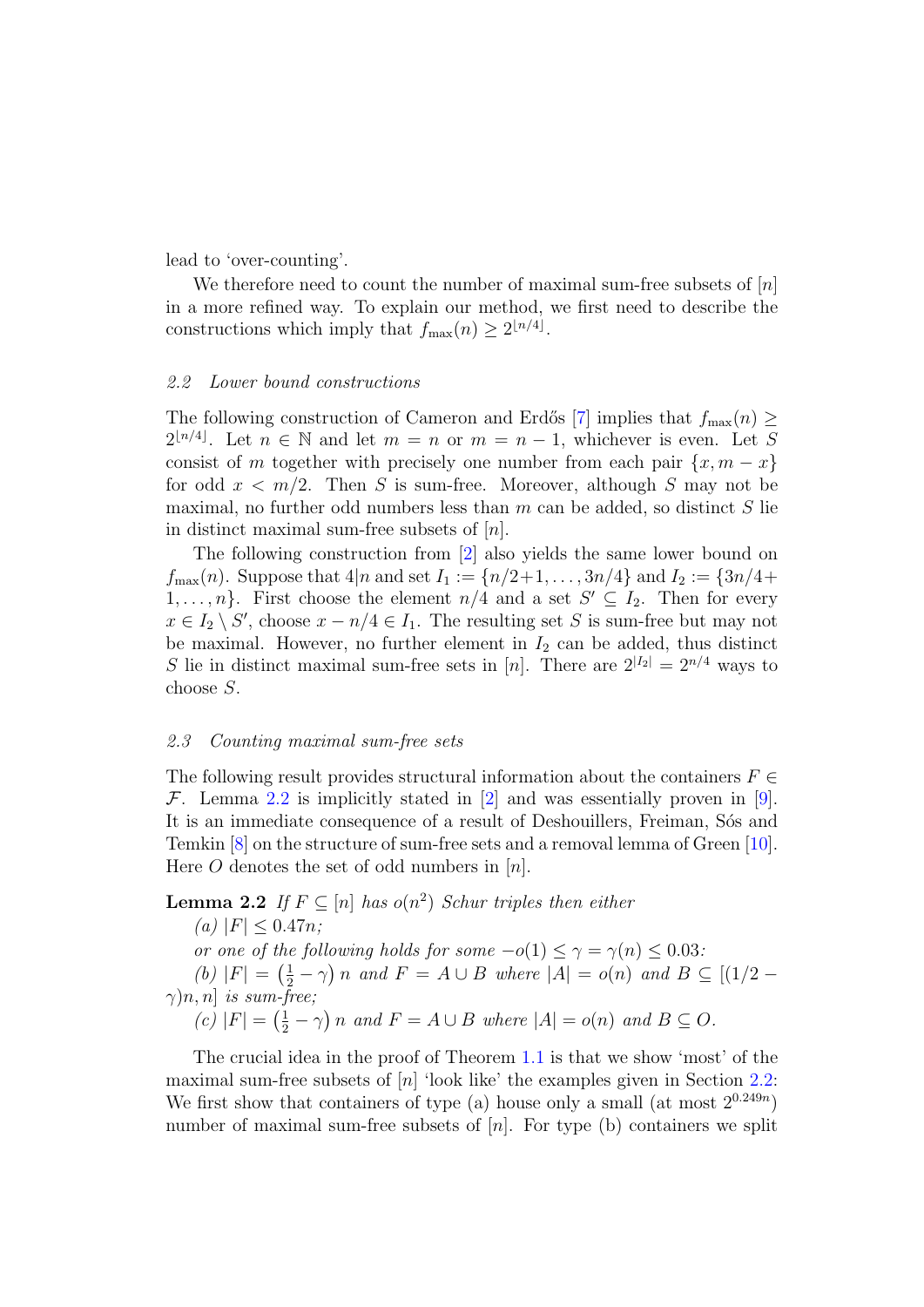lead to 'over-counting'.

We therefore need to count the number of maximal sum-free subsets of $[n]$ in a more refined way. To explain our method, we first need to describe the constructions which imply that $f_{\max}(n) \geq 2^{\lfloor n/4 \rfloor}$.

### 2.2 Lower bound constructions

The following construction of Cameron and Erdős [7] implies that $f_{\max}(n) \geq 2^{\lfloor n/4 \rfloor}$. Let $n \in \mathbb{N}$ and let $m = n$ or $m = n - 1$, whichever is even. Let $S$ consist of $m$ together with precisely one number from each pair $\{x, m - x\}$ for odd $x < m/2$. Then $S$ is sum-free. Moreover, although $S$ may not be maximal, no further odd numbers less than $m$ can be added, so distinct $S$ lie in distinct maximal sum-free subsets of $[n]$.

The following construction from [2] also yields the same lower bound on $f_{\max}(n)$. Suppose that $4|n$ and set $I_1 := \{n/2+1, \dots, 3n/4\}$ and $I_2 := \{3n/4+1, \dots, n\}$. First choose the element $n/4$ and a set $S' \subseteq I_2$. Then for every $x \in I_2 \setminus S'$, choose $x - n/4 \in I_1$. The resulting set $S$ is sum-free but may not be maximal. However, no further element in $I_2$ can be added, thus distinct $S$ lie in distinct maximal sum-free sets in $[n]$. There are $2^{|I_2|} = 2^{n/4}$ ways to choose $S$.

### 2.3 Counting maximal sum-free sets

The following result provides structural information about the containers $F \in \mathcal{F}$. Lemma 2.2 is implicitly stated in [2] and was essentially proven in [9]. It is an immediate consequence of a result of Deshouillers, Freiman, Sós and Temkin [8] on the structure of sum-free sets and a removal lemma of Green [10]. Here $O$ denotes the set of odd numbers in $[n]$.

**Lemma 2.2** *If $F \subseteq [n]$ has $o(n^2)$ Schur triples then either*

*(a) $|F| \leq 0.47n$;*

*or one of the following holds for some $-o(1) \leq \gamma = \gamma(n) \leq 0.03$:*

*(b) $|F| = \left(\frac{1}{2} - \gamma\right) n$ and $F = A \cup B$ where $|A| = o(n)$ and $B \subseteq [(1/2 - \gamma)n, n]$ is sum-free;*

*(c) $|F| = \left(\frac{1}{2} - \gamma\right) n$ and $F = A \cup B$ where $|A| = o(n)$ and $B \subseteq O$.*

The crucial idea in the proof of Theorem 1.1 is that we show 'most' of the maximal sum-free subsets of $[n]$ 'look like' the examples given in Section 2.2: We first show that containers of type (a) house only a small (at most $2^{0.249n}$) number of maximal sum-free subsets of $[n]$. For type (b) containers we split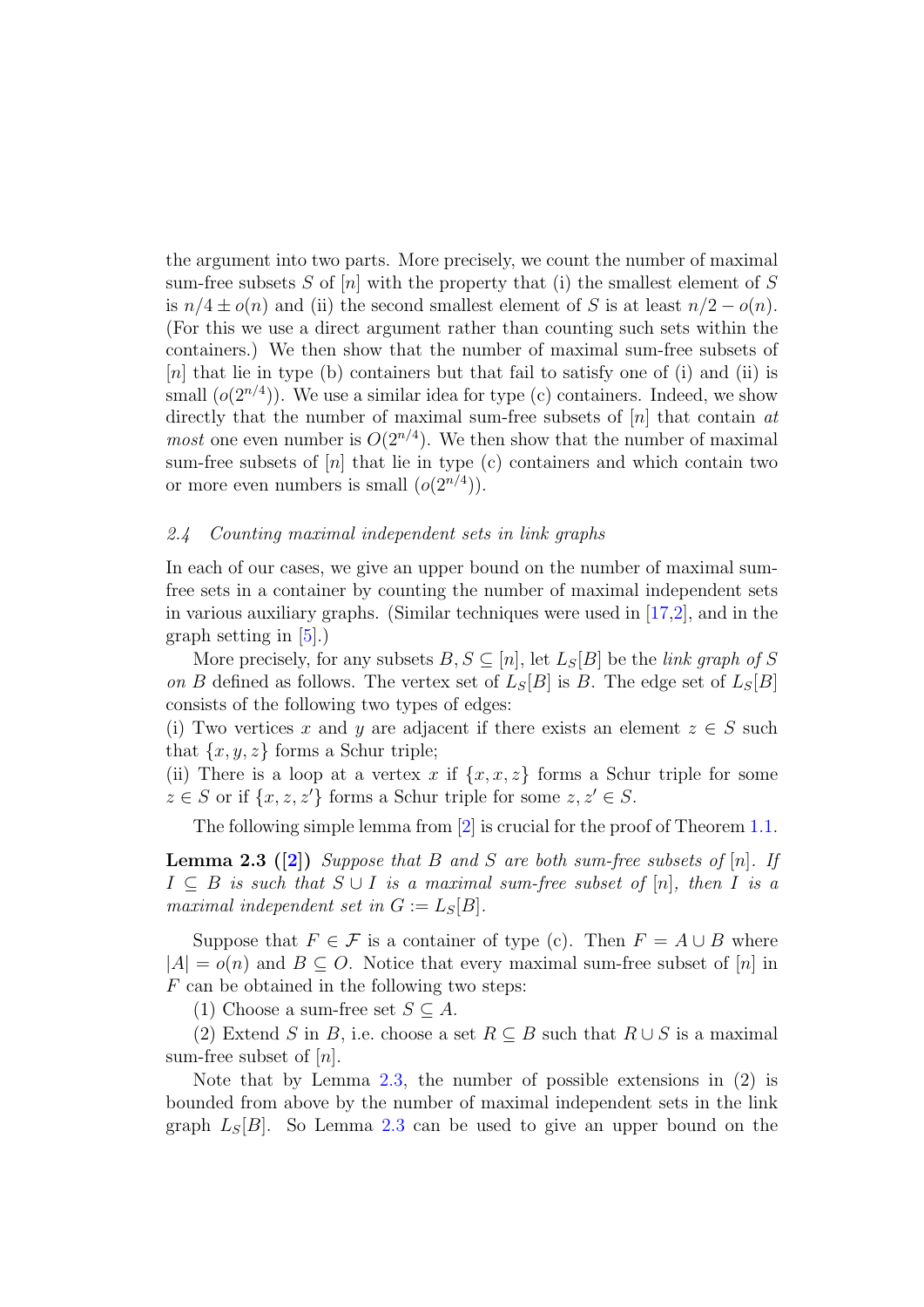the argument into two parts. More precisely, we count the number of maximal sum-free subsets $S$ of $[n]$ with the property that (i) the smallest element of $S$ is $n/4 \pm o(n)$ and (ii) the second smallest element of $S$ is at least $n/2 - o(n)$. (For this we use a direct argument rather than counting such sets within the containers.) We then show that the number of maximal sum-free subsets of $[n]$ that lie in type (b) containers but that fail to satisfy one of (i) and (ii) is small ($o(2^{n/4})$). We use a similar idea for type (c) containers. Indeed, we show directly that the number of maximal sum-free subsets of $[n]$ that contain *at most* one even number is $O(2^{n/4})$. We then show that the number of maximal sum-free subsets of $[n]$ that lie in type (c) containers and which contain two or more even numbers is small ($o(2^{n/4})$).

### *2.4 Counting maximal independent sets in link graphs*

In each of our cases, we give an upper bound on the number of maximal sum-free sets in a container by counting the number of maximal independent sets in various auxiliary graphs. (Similar techniques were used in [17,2], and in the graph setting in [5].)

More precisely, for any subsets $B, S \subseteq [n]$, let $L_S[B]$ be the *link graph of $S$ on $B$* defined as follows. The vertex set of $L_S[B]$ is $B$. The edge set of $L_S[B]$ consists of the following two types of edges:
(i) Two vertices $x$ and $y$ are adjacent if there exists an element $z \in S$ such that $\{x, y, z\}$ forms a Schur triple;
(ii) There is a loop at a vertex $x$ if $\{x, x, z\}$ forms a Schur triple for some $z \in S$ or if $\{x, z, z'\}$ forms a Schur triple for some $z, z' \in S$.

The following simple lemma from [2] is crucial for the proof of Theorem 1.1.

**Lemma 2.3 ([2])** *Suppose that $B$ and $S$ are both sum-free subsets of $[n]$. If $I \subseteq B$ is such that $S \cup I$ is a maximal sum-free subset of $[n]$, then $I$ is a maximal independent set in $G := L_S[B]$.*

Suppose that $F \in \mathcal{F}$ is a container of type (c). Then $F = A \cup B$ where $|A| = o(n)$ and $B \subseteq O$. Notice that every maximal sum-free subset of $[n]$ in $F$ can be obtained in the following two steps:

(1) Choose a sum-free set $S \subseteq A$.

(2) Extend $S$ in $B$, i.e. choose a set $R \subseteq B$ such that $R \cup S$ is a maximal sum-free subset of $[n]$.

Note that by Lemma 2.3, the number of possible extensions in (2) is bounded from above by the number of maximal independent sets in the link graph $L_S[B]$. So Lemma 2.3 can be used to give an upper bound on the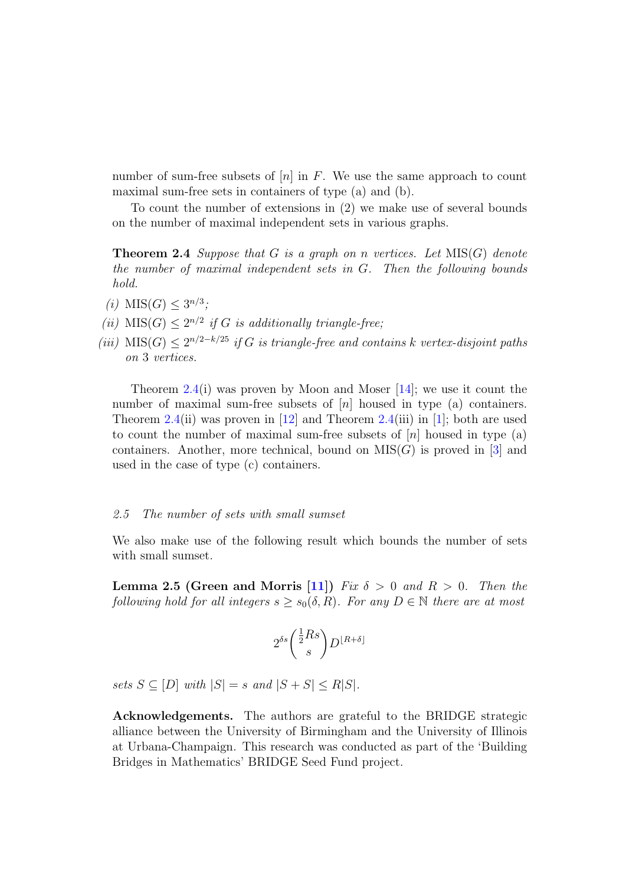number of sum-free subsets of $[n]$ in $F$. We use the same approach to count maximal sum-free sets in containers of type (a) and (b).

To count the number of extensions in (2) we make use of several bounds on the number of maximal independent sets in various graphs.

**Theorem 2.4** *Suppose that $G$ is a graph on $n$ vertices. Let $\mathrm{MIS}(G)$ denote the number of maximal independent sets in $G$. Then the following bounds hold.*

*(i)* $\mathrm{MIS}(G) \leq 3^{n/3}$*;*

*(ii)* $\mathrm{MIS}(G) \leq 2^{n/2}$ *if $G$ is additionally triangle-free;*

*(iii)* $\mathrm{MIS}(G) \leq 2^{n/2-k/25}$ *if $G$ is triangle-free and contains $k$ vertex-disjoint paths on 3 vertices.*

Theorem 2.4(i) was proven by Moon and Moser [14]; we use it count the number of maximal sum-free subsets of $[n]$ housed in type (a) containers. Theorem 2.4(ii) was proven in [12] and Theorem 2.4(iii) in [1]; both are used to count the number of maximal sum-free subsets of $[n]$ housed in type (a) containers. Another, more technical, bound on $\mathrm{MIS}(G)$ is proved in [3] and used in the case of type (c) containers.

### *2.5 The number of sets with small sumset*

We also make use of the following result which bounds the number of sets with small sumset.

**Lemma 2.5 (Green and Morris [11])** *Fix $\delta > 0$ and $R > 0$. Then the following hold for all integers $s \geq s_0(\delta, R)$. For any $D \in \mathbb{N}$ there are at most*

$$2^{\delta s}\binom{\frac{1}{2}Rs}{s}D^{\lfloor R+\delta \rfloor}$$

*sets $S \subseteq [D]$ with $|S| = s$ and $|S + S| \leq R|S|$.*

**Acknowledgements.** The authors are grateful to the BRIDGE strategic alliance between the University of Birmingham and the University of Illinois at Urbana-Champaign. This research was conducted as part of the 'Building Bridges in Mathematics' BRIDGE Seed Fund project.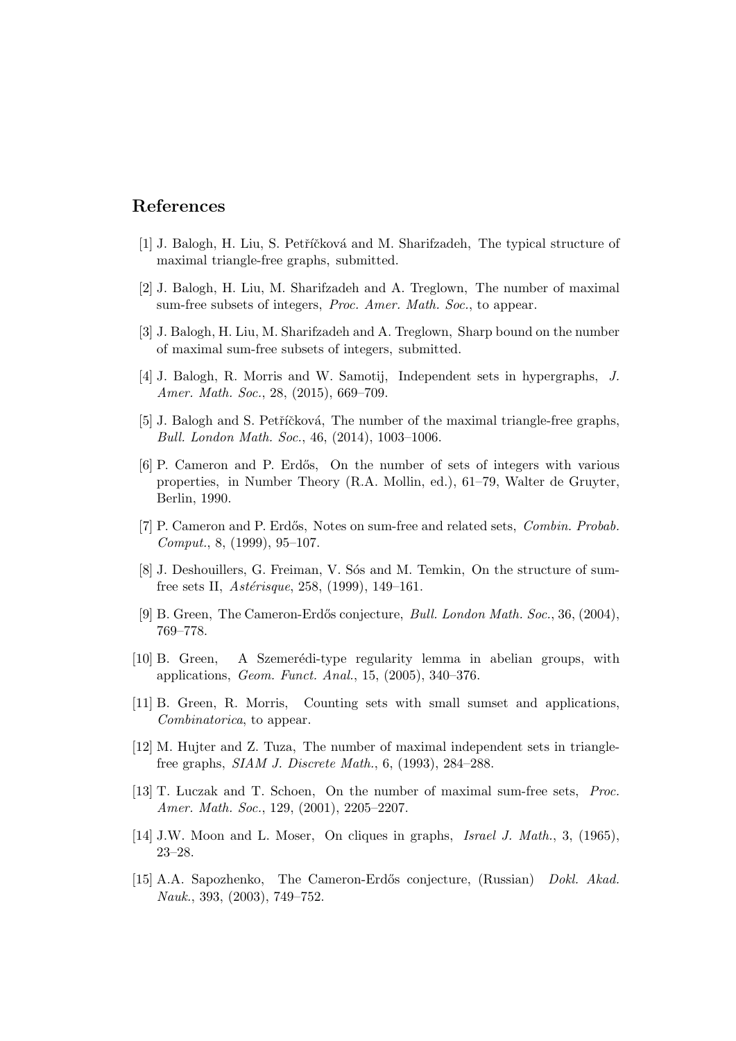## References

[1] J. Balogh, H. Liu, S. Petříčková and M. Sharifzadeh, The typical structure of maximal triangle-free graphs, submitted.

[2] J. Balogh, H. Liu, M. Sharifzadeh and A. Treglown, The number of maximal sum-free subsets of integers, *Proc. Amer. Math. Soc.*, to appear.

[3] J. Balogh, H. Liu, M. Sharifzadeh and A. Treglown, Sharp bound on the number of maximal sum-free subsets of integers, submitted.

[4] J. Balogh, R. Morris and W. Samotij, Independent sets in hypergraphs, *J. Amer. Math. Soc.*, 28, (2015), 669–709.

[5] J. Balogh and S. Petříčková, The number of the maximal triangle-free graphs, *Bull. London Math. Soc.*, 46, (2014), 1003–1006.

[6] P. Cameron and P. Erdős, On the number of sets of integers with various properties, in Number Theory (R.A. Mollin, ed.), 61–79, Walter de Gruyter, Berlin, 1990.

[7] P. Cameron and P. Erdős, Notes on sum-free and related sets, *Combin. Probab. Comput.*, 8, (1999), 95–107.

[8] J. Deshouillers, G. Freiman, V. Sós and M. Temkin, On the structure of sum-free sets II, *Astérisque*, 258, (1999), 149–161.

[9] B. Green, The Cameron-Erdős conjecture, *Bull. London Math. Soc.*, 36, (2004), 769–778.

[10] B. Green, A Szemerédi-type regularity lemma in abelian groups, with applications, *Geom. Funct. Anal.*, 15, (2005), 340–376.

[11] B. Green, R. Morris, Counting sets with small sumset and applications, *Combinatorica*, to appear.

[12] M. Hujter and Z. Tuza, The number of maximal independent sets in triangle-free graphs, *SIAM J. Discrete Math.*, 6, (1993), 284–288.

[13] T. Łuczak and T. Schoen, On the number of maximal sum-free sets, *Proc. Amer. Math. Soc.*, 129, (2001), 2205–2207.

[14] J.W. Moon and L. Moser, On cliques in graphs, *Israel J. Math.*, 3, (1965), 23–28.

[15] A.A. Sapozhenko, The Cameron-Erdős conjecture, (Russian) *Dokl. Akad. Nauk.*, 393, (2003), 749–752.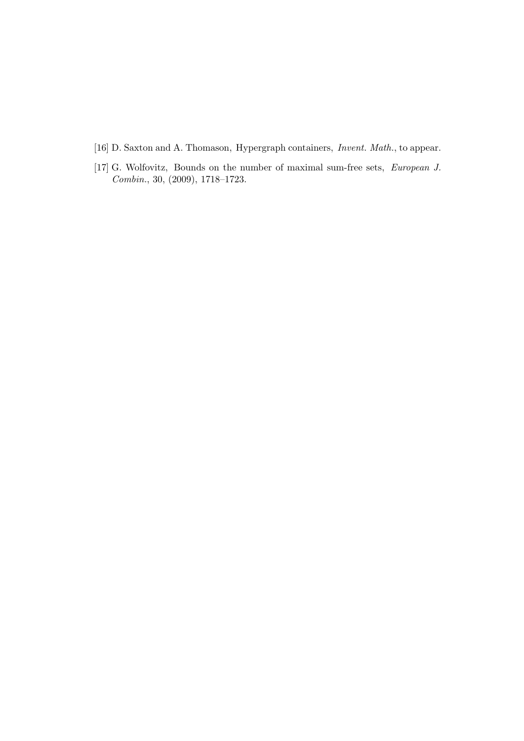[16] D. Saxton and A. Thomason, Hypergraph containers, *Invent. Math.*, to appear.

[17] G. Wolfovitz, Bounds on the number of maximal sum-free sets, *European J. Combin.*, 30, (2009), 1718–1723.